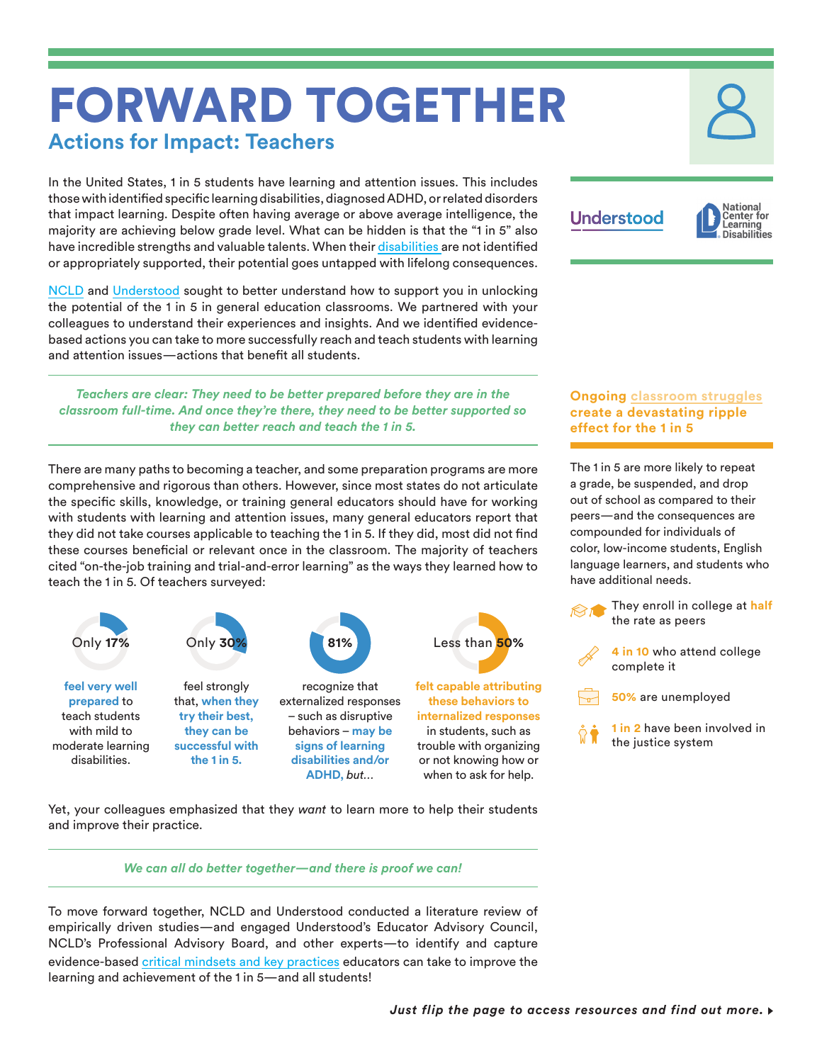# FORWARD TOGETHER

## Actions for Impact: Teachers

In the United States, 1 in 5 students have learning and attention issues. This includes those with identified specific learning disabilities, diagnosed ADHD, or related disorders that impact learning. Despite often having average or above average intelligence, the majority are achieving below grade level. What can be hidden is that the "1 in 5" also have incredible strengths and valuable talents. When their disabilities are not identified or appropriately supported, their potential goes untapped with lifelong consequences.

NCLD and Understood sought to better understand how to support you in unlocking the potential of the 1 in 5 in general education classrooms. We partnered with your colleagues to understand their experiences and insights. And we identified evidence-based actions you can take to more successfully reach and teach students with learning and attention issues—actions that benefit all students.

*Teachers are clear: They need to be better prepared before they are in the classroom full-time. And once they're there, they need to be better supported so they can better reach and teach the 1 in 5.*

There are many paths to becoming a teacher, and some preparation programs are more comprehensive and rigorous than others. However, since most states do not articulate the specific skills, knowledge, or training general educators should have for working with students with learning and attention issues, many general educators report that they did not take courses applicable to teaching the 1 in 5. If they did, most did not find these courses beneficial or relevant once in the classroom. The majority of teachers cited "on-the-job training and trial-and-error learning" as the ways they learned how to teach the 1 in 5. Of teachers surveyed:

Only **17%** **feel very well prepared** to teach students with mild to moderate learning disabilities.

Only **30%** feel strongly that, **when they try their best, they can be successful with the 1 in 5.**

**81%** recognize that externalized responses – such as disruptive behaviors – **may be signs of learning disabilities and/or ADHD,** *but...*

Less than **50%** **felt capable attributing these behaviors to internalized responses** in students, such as trouble with organizing or not knowing how or when to ask for help.

Yet, your colleagues emphasized that they *want* to learn more to help their students and improve their practice.

*We can all do better together—and there is proof we can!*

To move forward together, NCLD and Understood conducted a literature review of empirically driven studies—and engaged Understood's Educator Advisory Council, NCLD's Professional Advisory Board, and other experts—to identify and capture evidence-based critical mindsets and key practices educators can take to improve the learning and achievement of the 1 in 5—and all students!

### Ongoing classroom struggles create a devastating ripple effect for the 1 in 5

The 1 in 5 are more likely to repeat a grade, be suspended, and drop out of school as compared to their peers—and the consequences are compounded for individuals of color, low-income students, English language learners, and students who have additional needs.

- They enroll in college at **half** the rate as peers
- **4 in 10** who attend college complete it
- **50%** are unemployed
- **1 in 2** have been involved in the justice system

*Just flip the page to access resources and find out more.*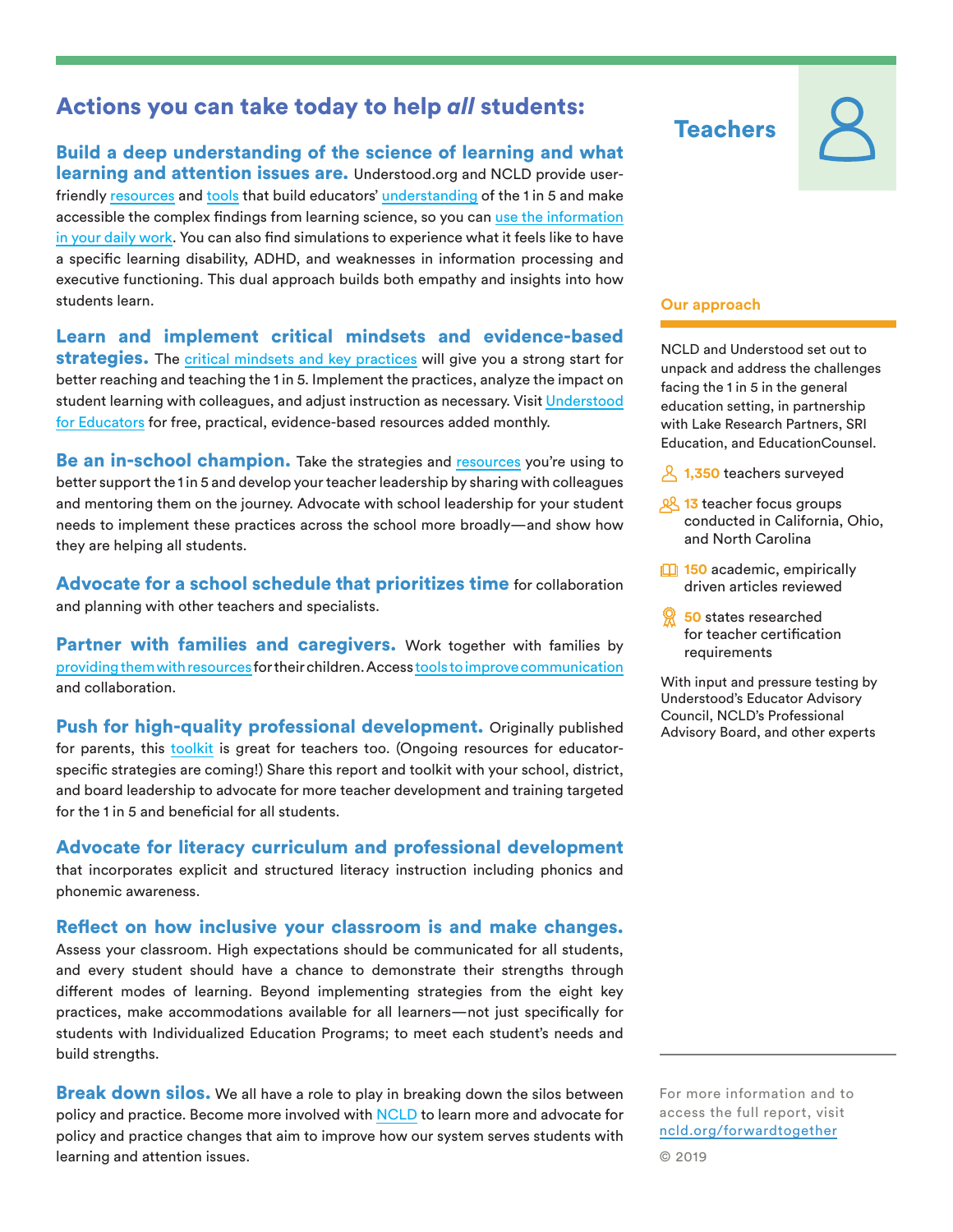## Actions you can take today to help *all* students:

**Build a deep understanding of the science of learning and what learning and attention issues are.** Understood.org and NCLD provide user-friendly resources and tools that build educators' understanding of the 1 in 5 and make accessible the complex findings from learning science, so you can use the information in your daily work. You can also find simulations to experience what it feels like to have a specific learning disability, ADHD, and weaknesses in information processing and executive functioning. This dual approach builds both empathy and insights into how students learn.

**Learn and implement critical mindsets and evidence-based strategies.** The critical mindsets and key practices will give you a strong start for better reaching and teaching the 1 in 5. Implement the practices, analyze the impact on student learning with colleagues, and adjust instruction as necessary. Visit Understood for Educators for free, practical, evidence-based resources added monthly.

**Be an in-school champion.** Take the strategies and resources you're using to better support the 1 in 5 and develop your teacher leadership by sharing with colleagues and mentoring them on the journey. Advocate with school leadership for your student needs to implement these practices across the school more broadly—and show how they are helping all students.

**Advocate for a school schedule that prioritizes time** for collaboration and planning with other teachers and specialists.

**Partner with families and caregivers.** Work together with families by providing them with resources for their children. Access tools to improve communication and collaboration.

**Push for high-quality professional development.** Originally published for parents, this toolkit is great for teachers too. (Ongoing resources for educator-specific strategies are coming!) Share this report and toolkit with your school, district, and board leadership to advocate for more teacher development and training targeted for the 1 in 5 and beneficial for all students.

**Advocate for literacy curriculum and professional development** that incorporates explicit and structured literacy instruction including phonics and phonemic awareness.

**Reflect on how inclusive your classroom is and make changes.** Assess your classroom. High expectations should be communicated for all students, and every student should have a chance to demonstrate their strengths through different modes of learning. Beyond implementing strategies from the eight key practices, make accommodations available for all learners—not just specifically for students with Individualized Education Programs; to meet each student's needs and build strengths.

**Break down silos.** We all have a role to play in breaking down the silos between policy and practice. Become more involved with NCLD to learn more and advocate for policy and practice changes that aim to improve how our system serves students with learning and attention issues.

## Teachers

### Our approach

NCLD and Understood set out to unpack and address the challenges facing the 1 in 5 in the general education setting, in partnership with Lake Research Partners, SRI Education, and EducationCounsel.

- **1,350** teachers surveyed
- **13** teacher focus groups conducted in California, Ohio, and North Carolina
- **150** academic, empirically driven articles reviewed
- **50** states researched for teacher certification requirements

With input and pressure testing by Understood's Educator Advisory Council, NCLD's Professional Advisory Board, and other experts

For more information and to access the full report, visit ncld.org/forwardtogether

© 2019